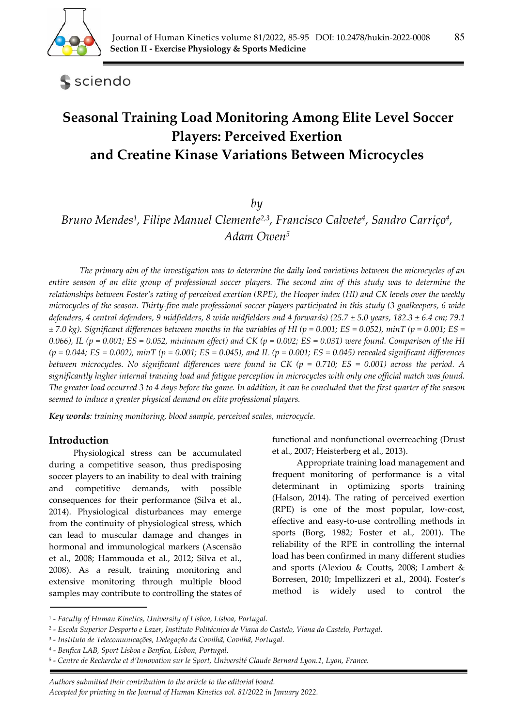# Seasonal Training Load Monitoring Among Elite Level Soccer Players: Perceived Exertion and Creatine Kinase Variations Between Microcycles

*by*

*Bruno Mendes*[1], *Filipe Manuel Clemente*[2,3], *Francisco Calvete*[4], *Sandro Carriço*[4], *Adam Owen*[5]

*The primary aim of the investigation was to determine the daily load variations between the microcycles of an entire season of an elite group of professional soccer players. The second aim of this study was to determine the relationships between Foster's rating of perceived exertion (RPE), the Hooper index (HI) and CK levels over the weekly microcycles of the season. Thirty-five male professional soccer players participated in this study (3 goalkeepers, 6 wide defenders, 4 central defenders, 9 midfielders, 8 wide midfielders and 4 forwards) (25.7 ± 5.0 years, 182.3 ± 6.4 cm; 79.1 ± 7.0 kg). Significant differences between months in the variables of HI ($p = 0.001$; $ES = 0.052$), minT ($p = 0.001$; $ES = 0.066$), IL ($p = 0.001$; $ES = 0.052$, minimum effect) and CK ($p = 0.002$; $ES = 0.031$) were found. Comparison of the HI ($p = 0.044$; $ES = 0.002$), minT ($p = 0.001$; $ES = 0.045$), and IL ($p = 0.001$; $ES = 0.045$) revealed significant differences between microcycles. No significant differences were found in CK ($p = 0.710$; $ES = 0.001$) across the period. A significantly higher internal training load and fatigue perception in microcycles with only one official match was found. The greater load occurred 3 to 4 days before the game. In addition, it can be concluded that the first quarter of the season seemed to induce a greater physical demand on elite professional players.*

**Key words**: *training monitoring, blood sample, perceived scales, microcycle.*

## Introduction

Physiological stress can be accumulated during a competitive season, thus predisposing soccer players to an inability to deal with training and competitive demands, with possible consequences for their performance (Silva et al., 2014). Physiological disturbances may emerge from the continuity of physiological stress, which can lead to muscular damage and changes in hormonal and immunological markers (Ascensão et al., 2008; Hammouda et al., 2012; Silva et al., 2008). As a result, training monitoring and extensive monitoring through multiple blood samples may contribute to controlling the states of functional and nonfunctional overreaching (Drust et al., 2007; Heisterberg et al., 2013).

Appropriate training load management and frequent monitoring of performance is a vital determinant in optimizing sports training (Halson, 2014). The rating of perceived exertion (RPE) is one of the most popular, low-cost, effective and easy-to-use controlling methods in sports (Borg, 1982; Foster et al., 2001). The reliability of the RPE in controlling the internal load has been confirmed in many different studies and sports (Alexiou & Coutts, 2008; Lambert & Borresen, 2010; Impellizzeri et al., 2004). Foster's method is widely used to control the

[1] - *Faculty of Human Kinetics, University of Lisboa, Lisboa, Portugal.*
[2] - *Escola Superior Desporto e Lazer, Instituto Politécnico de Viana do Castelo, Viana do Castelo, Portugal.*
[3] - *Instituto de Telecomunicações, Delegação da Covilhã, Covilhã, Portugal.*
[4] - *Benfica LAB, Sport Lisboa e Benfica, Lisbon, Portugal.*
[5] - *Centre de Recherche et d'Innovation sur le Sport, Université Claude Bernard Lyon.1, Lyon, France.*

*Authors submitted their contribution to the article to the editorial board.*
*Accepted for printing in the Journal of Human Kinetics vol. 81/2022 in January 2022.*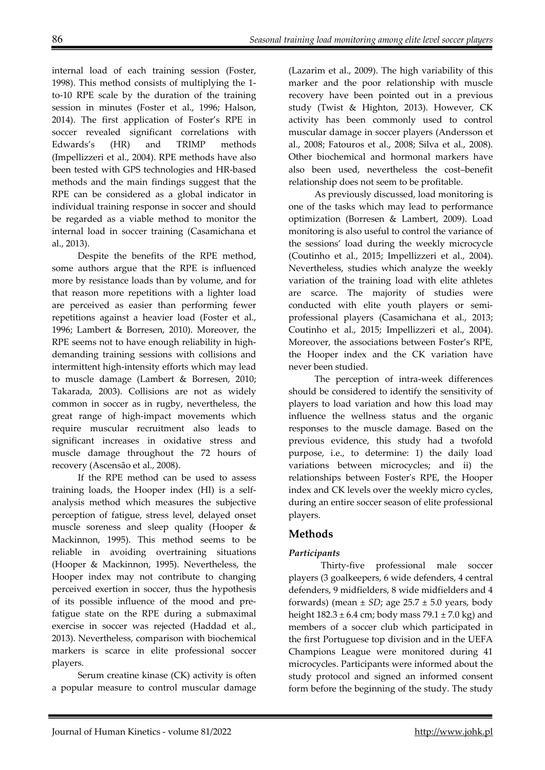internal load of each training session (Foster, 1998). This method consists of multiplying the 1-to-10 RPE scale by the duration of the training session in minutes (Foster et al., 1996; Halson, 2014). The first application of Foster's RPE in soccer revealed significant correlations with Edwards's (HR) and TRIMP methods (Impellizzeri et al., 2004). RPE methods have also been tested with GPS technologies and HR-based methods and the main findings suggest that the RPE can be considered as a global indicator in individual training response in soccer and should be regarded as a viable method to monitor the internal load in soccer training (Casamichana et al., 2013).

Despite the benefits of the RPE method, some authors argue that the RPE is influenced more by resistance loads than by volume, and for that reason more repetitions with a lighter load are perceived as easier than performing fewer repetitions against a heavier load (Foster et al., 1996; Lambert & Borresen, 2010). Moreover, the RPE seems not to have enough reliability in high-demanding training sessions with collisions and intermittent high-intensity efforts which may lead to muscle damage (Lambert & Borresen, 2010; Takarada, 2003). Collisions are not as widely common in soccer as in rugby, nevertheless, the great range of high-impact movements which require muscular recruitment also leads to significant increases in oxidative stress and muscle damage throughout the 72 hours of recovery (Ascensão et al., 2008).

If the RPE method can be used to assess training loads, the Hooper index (HI) is a self-analysis method which measures the subjective perception of fatigue, stress level, delayed onset muscle soreness and sleep quality (Hooper & Mackinnon, 1995). This method seems to be reliable in avoiding overtraining situations (Hooper & Mackinnon, 1995). Nevertheless, the Hooper index may not contribute to changing perceived exertion in soccer, thus the hypothesis of its possible influence of the mood and pre-fatigue state on the RPE during a submaximal exercise in soccer was rejected (Haddad et al., 2013). Nevertheless, comparison with biochemical markers is scarce in elite professional soccer players.

Serum creatine kinase (CK) activity is often a popular measure to control muscular damage (Lazarim et al., 2009). The high variability of this marker and the poor relationship with muscle recovery have been pointed out in a previous study (Twist & Highton, 2013). However, CK activity has been commonly used to control muscular damage in soccer players (Andersson et al., 2008; Fatouros et al., 2008; Silva et al., 2008). Other biochemical and hormonal markers have also been used, nevertheless the cost–benefit relationship does not seem to be profitable.

As previously discussed, load monitoring is one of the tasks which may lead to performance optimization (Borresen & Lambert, 2009). Load monitoring is also useful to control the variance of the sessions' load during the weekly microcycle (Coutinho et al., 2015; Impellizzeri et al., 2004). Nevertheless, studies which analyze the weekly variation of the training load with elite athletes are scarce. The majority of studies were conducted with elite youth players or semi-professional players (Casamichana et al., 2013; Coutinho et al., 2015; Impellizzeri et al., 2004). Moreover, the associations between Foster's RPE, the Hooper index and the CK variation have never been studied.

The perception of intra-week differences should be considered to identify the sensitivity of players to load variation and how this load may influence the wellness status and the organic responses to the muscle damage. Based on the previous evidence, this study had a twofold purpose, i.e., to determine: 1) the daily load variations between microcycles; and ii) the relationships between Foster's RPE, the Hooper index and CK levels over the weekly micro cycles, during an entire soccer season of elite professional players.

## Methods

### *Participants*

Thirty-five professional male soccer players (3 goalkeepers, 6 wide defenders, 4 central defenders, 9 midfielders, 8 wide midfielders and 4 forwards) (mean ± *SD*; age 25.7 ± 5.0 years, body height 182.3 ± 6.4 cm; body mass 79.1 ± 7.0 kg) and members of a soccer club which participated in the first Portuguese top division and in the UEFA Champions League were monitored during 41 microcycles. Participants were informed about the study protocol and signed an informed consent form before the beginning of the study. The study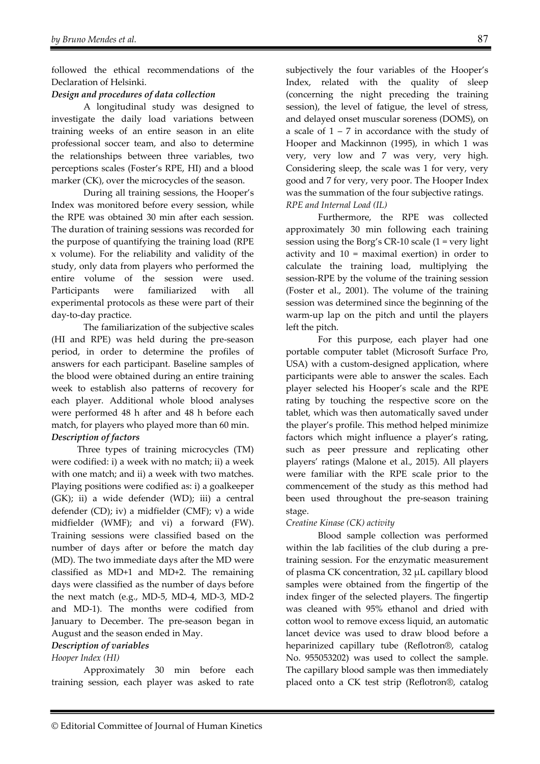followed the ethical recommendations of the Declaration of Helsinki.

***Design and procedures of data collection***

A longitudinal study was designed to investigate the daily load variations between training weeks of an entire season in an elite professional soccer team, and also to determine the relationships between three variables, two perceptions scales (Foster's RPE, HI) and a blood marker (CK), over the microcycles of the season.

During all training sessions, the Hooper's Index was monitored before every session, while the RPE was obtained 30 min after each session. The duration of training sessions was recorded for the purpose of quantifying the training load (RPE x volume). For the reliability and validity of the study, only data from players who performed the entire volume of the session were used. Participants were familiarized with all experimental protocols as these were part of their day-to-day practice.

The familiarization of the subjective scales (HI and RPE) was held during the pre-season period, in order to determine the profiles of answers for each participant. Baseline samples of the blood were obtained during an entire training week to establish also patterns of recovery for each player. Additional whole blood analyses were performed 48 h after and 48 h before each match, for players who played more than 60 min.

***Description of factors***

Three types of training microcycles (TM) were codified: i) a week with no match; ii) a week with one match; and ii) a week with two matches. Playing positions were codified as: i) a goalkeeper (GK); ii) a wide defender (WD); iii) a central defender (CD); iv) a midfielder (CMF); v) a wide midfielder (WMF); and vi) a forward (FW). Training sessions were classified based on the number of days after or before the match day (MD). The two immediate days after the MD were classified as MD+1 and MD+2. The remaining days were classified as the number of days before the next match (e.g., MD-5, MD-4, MD-3, MD-2 and MD-1). The months were codified from January to December. The pre-season began in August and the season ended in May.

***Description of variables***

*Hooper Index (HI)*

Approximately 30 min before each training session, each player was asked to rate subjectively the four variables of the Hooper's Index, related with the quality of sleep (concerning the night preceding the training session), the level of fatigue, the level of stress, and delayed onset muscular soreness (DOMS), on a scale of 1 – 7 in accordance with the study of Hooper and Mackinnon (1995), in which 1 was very, very low and 7 was very, very high. Considering sleep, the scale was 1 for very, very good and 7 for very, very poor. The Hooper Index was the summation of the four subjective ratings.

*RPE and Internal Load (IL)*

Furthermore, the RPE was collected approximately 30 min following each training session using the Borg's CR-10 scale (1 = very light activity and 10 = maximal exertion) in order to calculate the training load, multiplying the session-RPE by the volume of the training session (Foster et al., 2001). The volume of the training session was determined since the beginning of the warm-up lap on the pitch and until the players left the pitch.

For this purpose, each player had one portable computer tablet (Microsoft Surface Pro, USA) with a custom-designed application, where participants were able to answer the scales. Each player selected his Hooper's scale and the RPE rating by touching the respective score on the tablet, which was then automatically saved under the player's profile. This method helped minimize factors which might influence a player's rating, such as peer pressure and replicating other players' ratings (Malone et al., 2015). All players were familiar with the RPE scale prior to the commencement of the study as this method had been used throughout the pre-season training stage.

*Creatine Kinase (CK) activity*

Blood sample collection was performed within the lab facilities of the club during a pre-training session. For the enzymatic measurement of plasma CK concentration, 32 μL capillary blood samples were obtained from the fingertip of the index finger of the selected players. The fingertip was cleaned with 95% ethanol and dried with cotton wool to remove excess liquid, an automatic lancet device was used to draw blood before a heparinized capillary tube (Reflotron®, catalog No. 955053202) was used to collect the sample. The capillary blood sample was then immediately placed onto a CK test strip (Reflotron®, catalog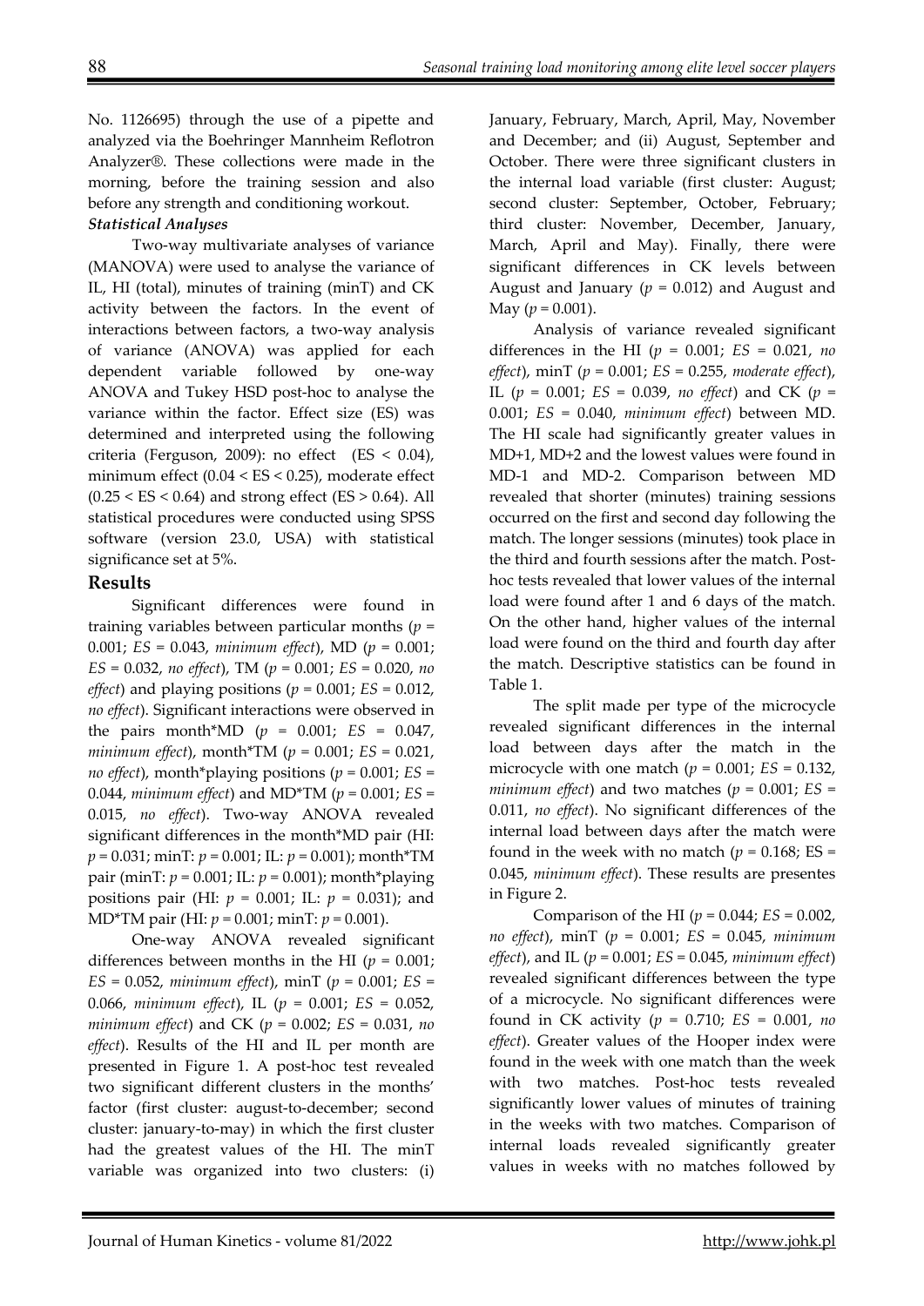No. 1126695) through the use of a pipette and analyzed via the Boehringer Mannheim Reflotron Analyzer®. These collections were made in the morning, before the training session and also before any strength and conditioning workout.

### *Statistical Analyses*

Two-way multivariate analyses of variance (MANOVA) were used to analyse the variance of IL, HI (total), minutes of training (minT) and CK activity between the factors. In the event of interactions between factors, a two-way analysis of variance (ANOVA) was applied for each dependent variable followed by one-way ANOVA and Tukey HSD post-hoc to analyse the variance within the factor. Effect size (ES) was determined and interpreted using the following criteria (Ferguson, 2009): no effect (ES < 0.04), minimum effect (0.04 < ES < 0.25), moderate effect (0.25 < ES < 0.64) and strong effect (ES > 0.64). All statistical procedures were conducted using SPSS software (version 23.0, USA) with statistical significance set at 5%.

## Results

Significant differences were found in training variables between particular months ($p = 0.001$; $ES = 0.043$, *minimum effect*), MD ($p = 0.001$; $ES = 0.032$, *no effect*), TM ($p = 0.001$; $ES = 0.020$, *no effect*) and playing positions ($p = 0.001$; $ES = 0.012$, *no effect*). Significant interactions were observed in the pairs month*MD ($p = 0.001$; $ES = 0.047$, *minimum effect*), month*TM ($p = 0.001$; $ES = 0.021$, *no effect*), month*playing positions ($p = 0.001$; $ES = 0.044$, *minimum effect*) and MD*TM ($p = 0.001$; $ES = 0.015$, *no effect*). Two-way ANOVA revealed significant differences in the month*MD pair (HI: $p = 0.031$; minT: $p = 0.001$; IL: $p = 0.001$); month*TM pair (minT: $p = 0.001$; IL: $p = 0.001$); month*playing positions pair (HI: $p = 0.001$; IL: $p = 0.031$); and MD*TM pair (HI: $p = 0.001$; minT: $p = 0.001$).

One-way ANOVA revealed significant differences between months in the HI ($p = 0.001$; $ES = 0.052$, *minimum effect*), minT ($p = 0.001$; $ES = 0.066$, *minimum effect*), IL ($p = 0.001$; $ES = 0.052$, *minimum effect*) and CK ($p = 0.002$; $ES = 0.031$, *no effect*). Results of the HI and IL per month are presented in Figure 1. A post-hoc test revealed two significant different clusters in the months' factor (first cluster: august-to-december; second cluster: january-to-may) in which the first cluster had the greatest values of the HI. The minT variable was organized into two clusters: (i) January, February, March, April, May, November and December; and (ii) August, September and October. There were three significant clusters in the internal load variable (first cluster: August; second cluster: September, October, February; third cluster: November, December, January, March, April and May). Finally, there were significant differences in CK levels between August and January ($p = 0.012$) and August and May ($p = 0.001$).

Analysis of variance revealed significant differences in the HI ($p = 0.001$; $ES = 0.021$, *no effect*), minT ($p = 0.001$; $ES = 0.255$, *moderate effect*), IL ($p = 0.001$; $ES = 0.039$, *no effect*) and CK ($p = 0.001$; $ES = 0.040$, *minimum effect*) between MD. The HI scale had significantly greater values in MD+1, MD+2 and the lowest values were found in MD-1 and MD-2. Comparison between MD revealed that shorter (minutes) training sessions occurred on the first and second day following the match. The longer sessions (minutes) took place in the third and fourth sessions after the match. Post-hoc tests revealed that lower values of the internal load were found after 1 and 6 days of the match. On the other hand, higher values of the internal load were found on the third and fourth day after the match. Descriptive statistics can be found in Table 1.

The split made per type of the microcycle revealed significant differences in the internal load between days after the match in the microcycle with one match ($p = 0.001$; $ES = 0.132$, *minimum effect*) and two matches ($p = 0.001$; $ES = 0.011$, *no effect*). No significant differences of the internal load between days after the match were found in the week with no match ($p = 0.168$; ES = 0.045, *minimum effect*). These results are presentes in Figure 2.

Comparison of the HI ($p = 0.044$; $ES = 0.002$, *no effect*), minT ($p = 0.001$; $ES = 0.045$, *minimum effect*), and IL ($p = 0.001$; $ES = 0.045$, *minimum effect*) revealed significant differences between the type of a microcycle. No significant differences were found in CK activity ($p = 0.710$; $ES = 0.001$, *no effect*). Greater values of the Hooper index were found in the week with one match than the week with two matches. Post-hoc tests revealed significantly lower values of minutes of training in the weeks with two matches. Comparison of internal loads revealed significantly greater values in weeks with no matches followed by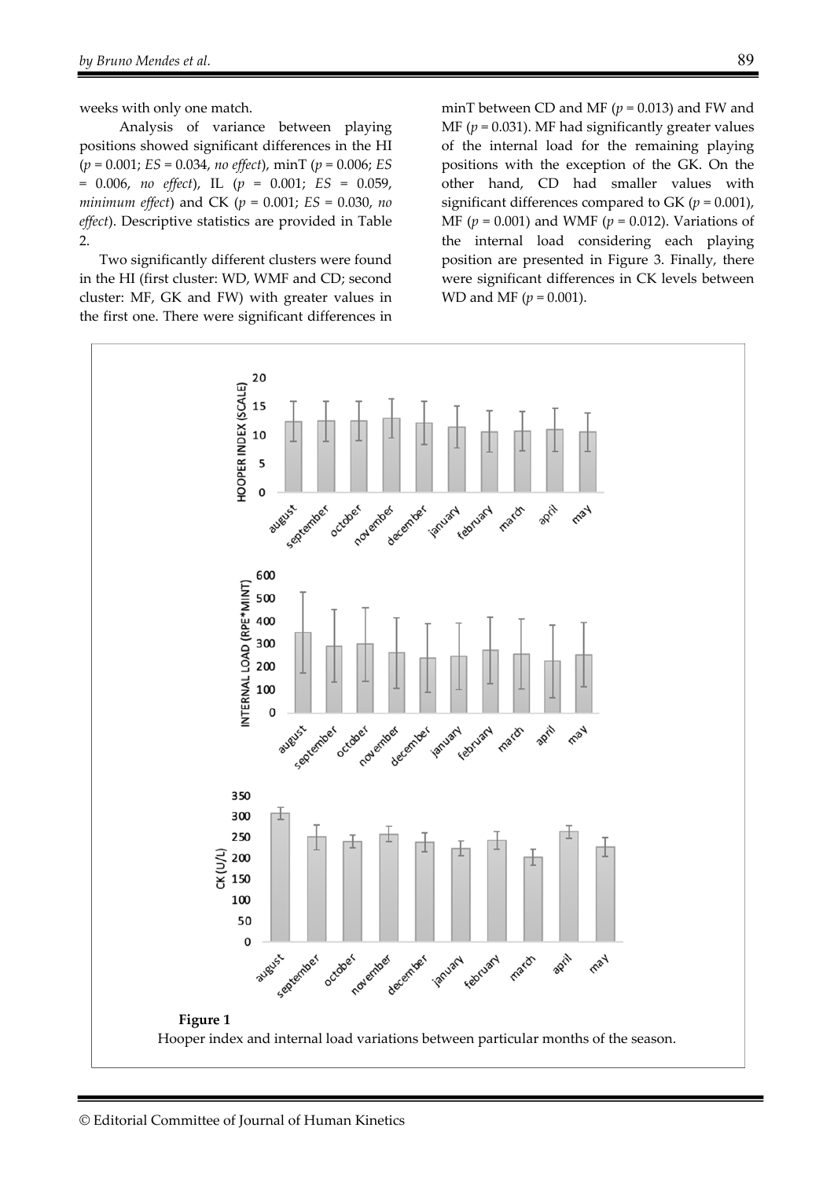weeks with only one match.

Analysis of variance between playing positions showed significant differences in the HI ($p = 0.001$; $ES = 0.034$, *no effect*), minT ($p = 0.006$; $ES = 0.006$, *no effect*), IL ($p = 0.001$; $ES = 0.059$, *minimum effect*) and CK ($p = 0.001$; $ES = 0.030$, *no effect*). Descriptive statistics are provided in Table 2.

Two significantly different clusters were found in the HI (first cluster: WD, WMF and CD; second cluster: MF, GK and FW) with greater values in the first one. There were significant differences in minT between CD and MF ($p = 0.013$) and FW and MF ($p = 0.031$). MF had significantly greater values of the internal load for the remaining playing positions with the exception of the GK. On the other hand, CD had smaller values with significant differences compared to GK ($p = 0.001$), MF ($p = 0.001$) and WMF ($p = 0.012$). Variations of the internal load considering each playing position are presented in Figure 3. Finally, there were significant differences in CK levels between WD and MF ($p = 0.001$).

**Figure 1**

Hooper index and internal load variations between particular months of the season.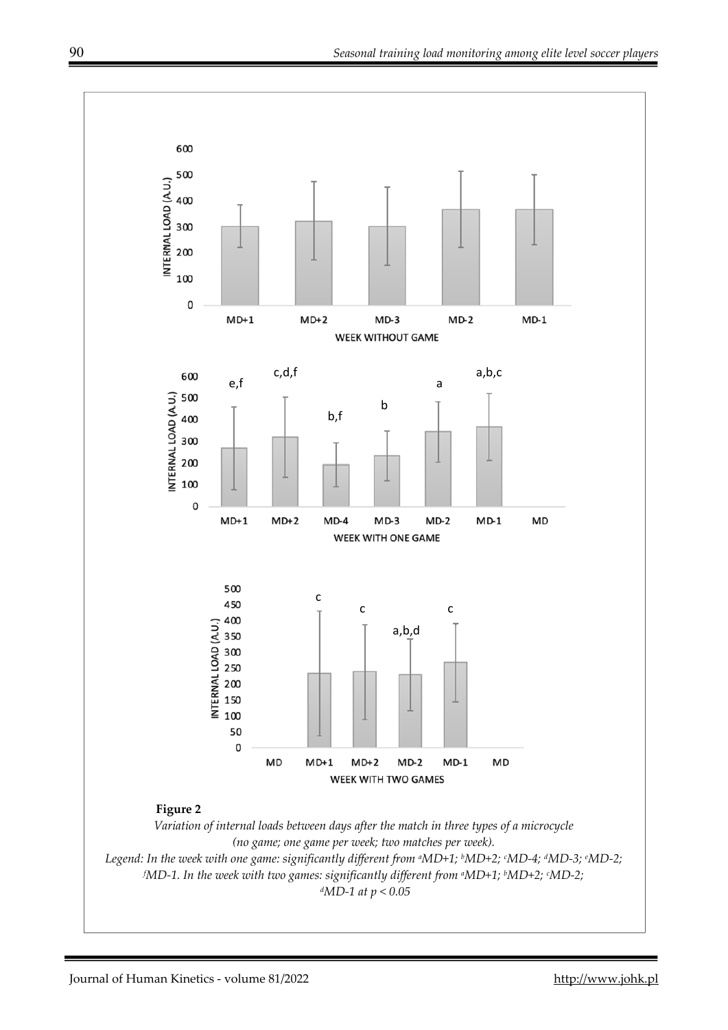**Figure 2**

*Variation of internal loads between days after the match in three types of a microcycle (no game; one game per week; two matches per week).*

*Legend: In the week with one game: significantly different from [a]MD+1; [b]MD+2; [c]MD-4; [d]MD-3; [e]MD-2; [f]MD-1. In the week with two games: significantly different from [a]MD+1; [b]MD+2; [c]MD-2; [d]MD-1 at $p < 0.05$*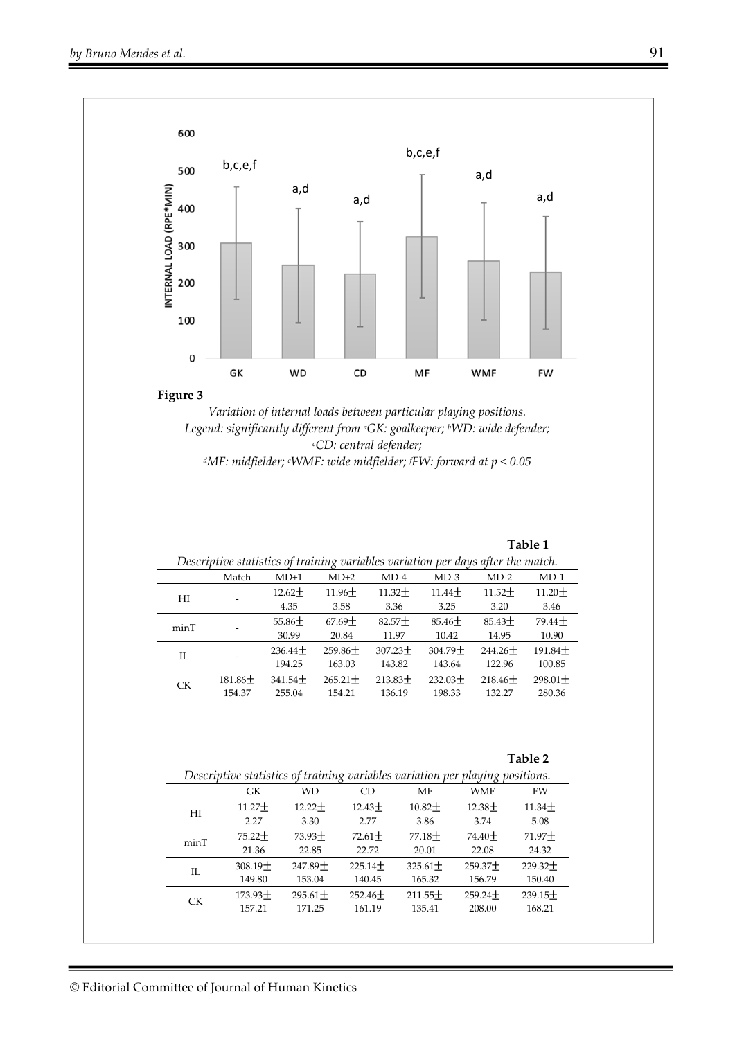**Figure 3**

*Variation of internal loads between particular playing positions.*
*Legend: significantly different from [a]GK: goalkeeper; [b]WD: wide defender; [c]CD: central defender;*
*[d]MF: midfielder; [e]WMF: wide midfielder; [f]FW: forward at $p < 0.05$*

**Table 1**

*Descriptive statistics of training variables variation per days after the match.*

| | Match | MD+1 | MD+2 | MD-4 | MD-3 | MD-2 | MD-1 |
|---|---|---|---|---|---|---|---|
| HI | - | 12.62± 4.35 | 11.96± 3.58 | 11.32± 3.36 | 11.44± 3.25 | 11.52± 3.20 | 11.20± 3.46 |
| minT | - | 55.86± 30.99 | 67.69± 20.84 | 82.57± 11.97 | 85.46± 10.42 | 85.43± 14.95 | 79.44± 10.90 |
| IL | - | 236.44± 194.25 | 259.86± 163.03 | 307.23± 143.82 | 304.79± 143.64 | 244.26± 122.96 | 191.84± 100.85 |
| CK | 181.86± 154.37 | 341.54± 255.04 | 265.21± 154.21 | 213.83± 136.19 | 232.03± 198.33 | 218.46± 132.27 | 298.01± 280.36 |

**Table 2**

*Descriptive statistics of training variables variation per playing positions.*

| | GK | WD | CD | MF | WMF | FW |
|---|---|---|---|---|---|---|
| HI | 11.27± 2.27 | 12.22± 3.30 | 12.43± 2.77 | 10.82± 3.86 | 12.38± 3.74 | 11.34± 5.08 |
| minT | 75.22± 21.36 | 73.93± 22.85 | 72.61± 22.72 | 77.18± 20.01 | 74.40± 22.08 | 71.97± 24.32 |
| IL | 308.19± 149.80 | 247.89± 153.04 | 225.14± 140.45 | 325.61± 165.32 | 259.37± 156.79 | 229.32± 150.40 |
| CK | 173.93± 157.21 | 295.61± 171.25 | 252.46± 161.19 | 211.55± 135.41 | 259.24± 208.00 | 239.15± 168.21 |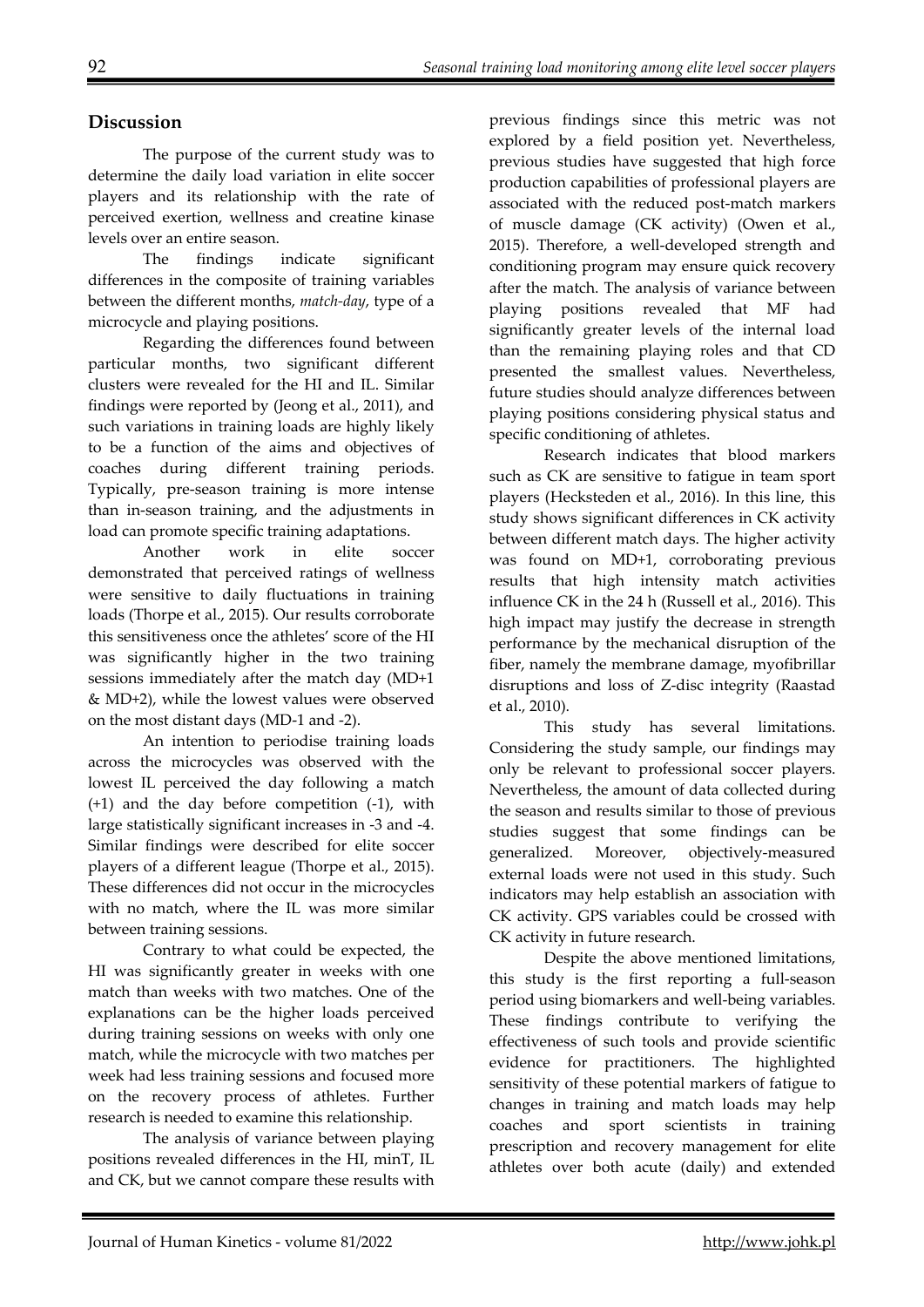## Discussion

The purpose of the current study was to determine the daily load variation in elite soccer players and its relationship with the rate of perceived exertion, wellness and creatine kinase levels over an entire season.

The findings indicate significant differences in the composite of training variables between the different months, *match-day*, type of a microcycle and playing positions.

Regarding the differences found between particular months, two significant different clusters were revealed for the HI and IL. Similar findings were reported by (Jeong et al., 2011), and such variations in training loads are highly likely to be a function of the aims and objectives of coaches during different training periods. Typically, pre-season training is more intense than in-season training, and the adjustments in load can promote specific training adaptations.

Another work in elite soccer demonstrated that perceived ratings of wellness were sensitive to daily fluctuations in training loads (Thorpe et al., 2015). Our results corroborate this sensitiveness once the athletes' score of the HI was significantly higher in the two training sessions immediately after the match day (MD+1 & MD+2), while the lowest values were observed on the most distant days (MD-1 and -2).

An intention to periodise training loads across the microcycles was observed with the lowest IL perceived the day following a match (+1) and the day before competition (-1), with large statistically significant increases in -3 and -4. Similar findings were described for elite soccer players of a different league (Thorpe et al., 2015). These differences did not occur in the microcycles with no match, where the IL was more similar between training sessions.

Contrary to what could be expected, the HI was significantly greater in weeks with one match than weeks with two matches. One of the explanations can be the higher loads perceived during training sessions on weeks with only one match, while the microcycle with two matches per week had less training sessions and focused more on the recovery process of athletes. Further research is needed to examine this relationship.

The analysis of variance between playing positions revealed differences in the HI, minT, IL and CK, but we cannot compare these results with previous findings since this metric was not explored by a field position yet. Nevertheless, previous studies have suggested that high force production capabilities of professional players are associated with the reduced post-match markers of muscle damage (CK activity) (Owen et al., 2015). Therefore, a well-developed strength and conditioning program may ensure quick recovery after the match. The analysis of variance between playing positions revealed that MF had significantly greater levels of the internal load than the remaining playing roles and that CD presented the smallest values. Nevertheless, future studies should analyze differences between playing positions considering physical status and specific conditioning of athletes.

Research indicates that blood markers such as CK are sensitive to fatigue in team sport players (Hecksteden et al., 2016). In this line, this study shows significant differences in CK activity between different match days. The higher activity was found on MD+1, corroborating previous results that high intensity match activities influence CK in the 24 h (Russell et al., 2016). This high impact may justify the decrease in strength performance by the mechanical disruption of the fiber, namely the membrane damage, myofibrillar disruptions and loss of Z-disc integrity (Raastad et al., 2010).

This study has several limitations. Considering the study sample, our findings may only be relevant to professional soccer players. Nevertheless, the amount of data collected during the season and results similar to those of previous studies suggest that some findings can be generalized. Moreover, objectively-measured external loads were not used in this study. Such indicators may help establish an association with CK activity. GPS variables could be crossed with CK activity in future research.

Despite the above mentioned limitations, this study is the first reporting a full-season period using biomarkers and well-being variables. These findings contribute to verifying the effectiveness of such tools and provide scientific evidence for practitioners. The highlighted sensitivity of these potential markers of fatigue to changes in training and match loads may help coaches and sport scientists in training prescription and recovery management for elite athletes over both acute (daily) and extended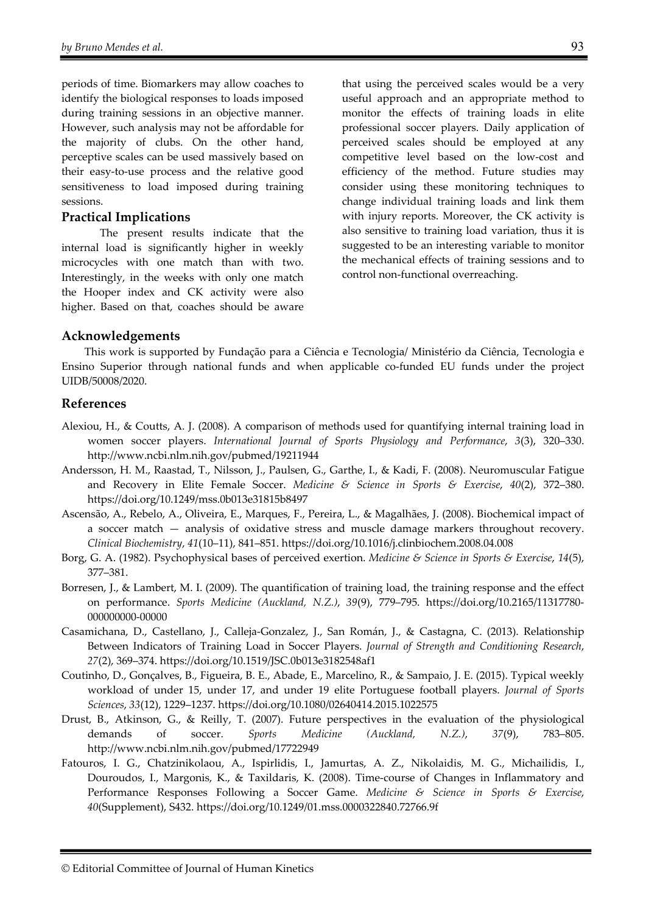periods of time. Biomarkers may allow coaches to identify the biological responses to loads imposed during training sessions in an objective manner. However, such analysis may not be affordable for the majority of clubs. On the other hand, perceptive scales can be used massively based on their easy-to-use process and the relative good sensitiveness to load imposed during training sessions.

## Practical Implications

The present results indicate that the internal load is significantly higher in weekly microcycles with one match than with two. Interestingly, in the weeks with only one match the Hooper index and CK activity were also higher. Based on that, coaches should be aware that using the perceived scales would be a very useful approach and an appropriate method to monitor the effects of training loads in elite professional soccer players. Daily application of perceived scales should be employed at any competitive level based on the low-cost and efficiency of the method. Future studies may consider using these monitoring techniques to change individual training loads and link them with injury reports. Moreover, the CK activity is also sensitive to training load variation, thus it is suggested to be an interesting variable to monitor the mechanical effects of training sessions and to control non-functional overreaching.

## Acknowledgements

This work is supported by Fundação para a Ciência e Tecnologia/ Ministério da Ciência, Tecnologia e Ensino Superior through national funds and when applicable co-funded EU funds under the project UIDB/50008/2020.

## References

Alexiou, H., & Coutts, A. J. (2008). A comparison of methods used for quantifying internal training load in women soccer players. *International Journal of Sports Physiology and Performance*, *3*(3), 320–330. http://www.ncbi.nlm.nih.gov/pubmed/19211944

Andersson, H. M., Raastad, T., Nilsson, J., Paulsen, G., Garthe, I., & Kadi, F. (2008). Neuromuscular Fatigue and Recovery in Elite Female Soccer. *Medicine & Science in Sports & Exercise*, *40*(2), 372–380. https://doi.org/10.1249/mss.0b013e31815b8497

Ascensão, A., Rebelo, A., Oliveira, E., Marques, F., Pereira, L., & Magalhães, J. (2008). Biochemical impact of a soccer match — analysis of oxidative stress and muscle damage markers throughout recovery. *Clinical Biochemistry*, *41*(10–11), 841–851. https://doi.org/10.1016/j.clinbiochem.2008.04.008

Borg, G. A. (1982). Psychophysical bases of perceived exertion. *Medicine & Science in Sports & Exercise*, *14*(5), 377–381.

Borresen, J., & Lambert, M. I. (2009). The quantification of training load, the training response and the effect on performance. *Sports Medicine (Auckland, N.Z.)*, *39*(9), 779–795. https://doi.org/10.2165/11317780-000000000-00000

Casamichana, D., Castellano, J., Calleja-Gonzalez, J., San Román, J., & Castagna, C. (2013). Relationship Between Indicators of Training Load in Soccer Players. *Journal of Strength and Conditioning Research*, *27*(2), 369–374. https://doi.org/10.1519/JSC.0b013e3182548af1

Coutinho, D., Gonçalves, B., Figueira, B. E., Abade, E., Marcelino, R., & Sampaio, J. E. (2015). Typical weekly workload of under 15, under 17, and under 19 elite Portuguese football players. *Journal of Sports Sciences*, *33*(12), 1229–1237. https://doi.org/10.1080/02640414.2015.1022575

Drust, B., Atkinson, G., & Reilly, T. (2007). Future perspectives in the evaluation of the physiological demands of soccer. *Sports Medicine (Auckland, N.Z.)*, *37*(9), 783–805. http://www.ncbi.nlm.nih.gov/pubmed/17722949

Fatouros, I. G., Chatzinikolaou, A., Ispirlidis, I., Jamurtas, A. Z., Nikolaidis, M. G., Michailidis, I., Douroudos, I., Margonis, K., & Taxildaris, K. (2008). Time-course of Changes in Inflammatory and Performance Responses Following a Soccer Game. *Medicine & Science in Sports & Exercise*, *40*(Supplement), S432. https://doi.org/10.1249/01.mss.0000322840.72766.9f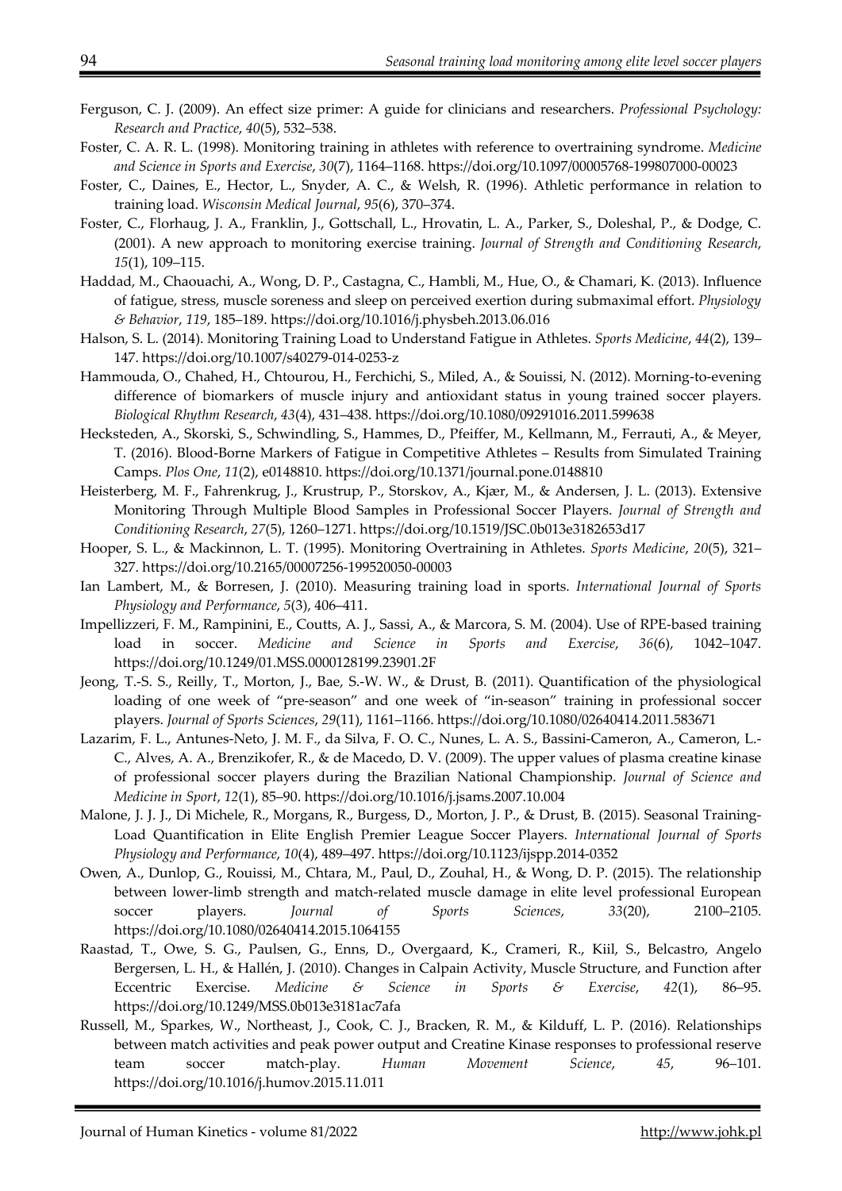Ferguson, C. J. (2009). An effect size primer: A guide for clinicians and researchers. *Professional Psychology: Research and Practice*, *40*(5), 532–538.

Foster, C. A. R. L. (1998). Monitoring training in athletes with reference to overtraining syndrome. *Medicine and Science in Sports and Exercise*, *30*(7), 1164–1168. https://doi.org/10.1097/00005768-199807000-00023

Foster, C., Daines, E., Hector, L., Snyder, A. C., & Welsh, R. (1996). Athletic performance in relation to training load. *Wisconsin Medical Journal*, *95*(6), 370–374.

Foster, C., Florhaug, J. A., Franklin, J., Gottschall, L., Hrovatin, L. A., Parker, S., Doleshal, P., & Dodge, C. (2001). A new approach to monitoring exercise training. *Journal of Strength and Conditioning Research*, *15*(1), 109–115.

Haddad, M., Chaouachi, A., Wong, D. P., Castagna, C., Hambli, M., Hue, O., & Chamari, K. (2013). Influence of fatigue, stress, muscle soreness and sleep on perceived exertion during submaximal effort. *Physiology & Behavior*, *119*, 185–189. https://doi.org/10.1016/j.physbeh.2013.06.016

Halson, S. L. (2014). Monitoring Training Load to Understand Fatigue in Athletes. *Sports Medicine*, *44*(2), 139–147. https://doi.org/10.1007/s40279-014-0253-z

Hammouda, O., Chahed, H., Chtourou, H., Ferchichi, S., Miled, A., & Souissi, N. (2012). Morning-to-evening difference of biomarkers of muscle injury and antioxidant status in young trained soccer players. *Biological Rhythm Research*, *43*(4), 431–438. https://doi.org/10.1080/09291016.2011.599638

Hecksteden, A., Skorski, S., Schwindling, S., Hammes, D., Pfeiffer, M., Kellmann, M., Ferrauti, A., & Meyer, T. (2016). Blood-Borne Markers of Fatigue in Competitive Athletes – Results from Simulated Training Camps. *Plos One*, *11*(2), e0148810. https://doi.org/10.1371/journal.pone.0148810

Heisterberg, M. F., Fahrenkrug, J., Krustrup, P., Storskov, A., Kjær, M., & Andersen, J. L. (2013). Extensive Monitoring Through Multiple Blood Samples in Professional Soccer Players. *Journal of Strength and Conditioning Research*, *27*(5), 1260–1271. https://doi.org/10.1519/JSC.0b013e3182653d17

Hooper, S. L., & Mackinnon, L. T. (1995). Monitoring Overtraining in Athletes. *Sports Medicine*, *20*(5), 321–327. https://doi.org/10.2165/00007256-199520050-00003

Ian Lambert, M., & Borresen, J. (2010). Measuring training load in sports. *International Journal of Sports Physiology and Performance*, *5*(3), 406–411.

Impellizzeri, F. M., Rampinini, E., Coutts, A. J., Sassi, A., & Marcora, S. M. (2004). Use of RPE-based training load in soccer. *Medicine and Science in Sports and Exercise*, *36*(6), 1042–1047. https://doi.org/10.1249/01.MSS.0000128199.23901.2F

Jeong, T.-S. S., Reilly, T., Morton, J., Bae, S.-W. W., & Drust, B. (2011). Quantification of the physiological loading of one week of "pre-season" and one week of "in-season" training in professional soccer players. *Journal of Sports Sciences*, *29*(11), 1161–1166. https://doi.org/10.1080/02640414.2011.583671

Lazarim, F. L., Antunes-Neto, J. M. F., da Silva, F. O. C., Nunes, L. A. S., Bassini-Cameron, A., Cameron, L.-C., Alves, A. A., Brenzikofer, R., & de Macedo, D. V. (2009). The upper values of plasma creatine kinase of professional soccer players during the Brazilian National Championship. *Journal of Science and Medicine in Sport*, *12*(1), 85–90. https://doi.org/10.1016/j.jsams.2007.10.004

Malone, J. J. J., Di Michele, R., Morgans, R., Burgess, D., Morton, J. P., & Drust, B. (2015). Seasonal Training-Load Quantification in Elite English Premier League Soccer Players. *International Journal of Sports Physiology and Performance*, *10*(4), 489–497. https://doi.org/10.1123/ijspp.2014-0352

Owen, A., Dunlop, G., Rouissi, M., Chtara, M., Paul, D., Zouhal, H., & Wong, D. P. (2015). The relationship between lower-limb strength and match-related muscle damage in elite level professional European soccer players. *Journal of Sports Sciences*, *33*(20), 2100–2105. https://doi.org/10.1080/02640414.2015.1064155

Raastad, T., Owe, S. G., Paulsen, G., Enns, D., Overgaard, K., Crameri, R., Kiil, S., Belcastro, Angelo Bergersen, L. H., & Hallén, J. (2010). Changes in Calpain Activity, Muscle Structure, and Function after Eccentric Exercise. *Medicine & Science in Sports & Exercise*, *42*(1), 86–95. https://doi.org/10.1249/MSS.0b013e3181ac7afa

Russell, M., Sparkes, W., Northeast, J., Cook, C. J., Bracken, R. M., & Kilduff, L. P. (2016). Relationships between match activities and peak power output and Creatine Kinase responses to professional reserve team soccer match-play. *Human Movement Science*, *45*, 96–101. https://doi.org/10.1016/j.humov.2015.11.011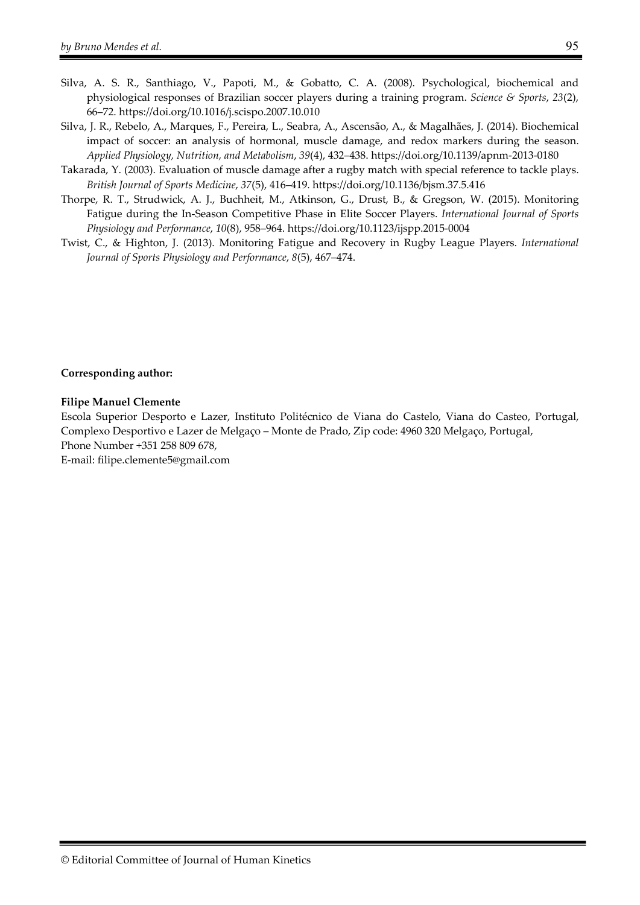Silva, A. S. R., Santhiago, V., Papoti, M., & Gobatto, C. A. (2008). Psychological, biochemical and physiological responses of Brazilian soccer players during a training program. *Science & Sports*, *23*(2), 66–72. https://doi.org/10.1016/j.scispo.2007.10.010

Silva, J. R., Rebelo, A., Marques, F., Pereira, L., Seabra, A., Ascensão, A., & Magalhães, J. (2014). Biochemical impact of soccer: an analysis of hormonal, muscle damage, and redox markers during the season. *Applied Physiology, Nutrition, and Metabolism*, *39*(4), 432–438. https://doi.org/10.1139/apnm-2013-0180

Takarada, Y. (2003). Evaluation of muscle damage after a rugby match with special reference to tackle plays. *British Journal of Sports Medicine*, *37*(5), 416–419. https://doi.org/10.1136/bjsm.37.5.416

Thorpe, R. T., Strudwick, A. J., Buchheit, M., Atkinson, G., Drust, B., & Gregson, W. (2015). Monitoring Fatigue during the In-Season Competitive Phase in Elite Soccer Players. *International Journal of Sports Physiology and Performance*, *10*(8), 958–964. https://doi.org/10.1123/ijspp.2015-0004

Twist, C., & Highton, J. (2013). Monitoring Fatigue and Recovery in Rugby League Players. *International Journal of Sports Physiology and Performance*, *8*(5), 467–474.

**Corresponding author:**

**Filipe Manuel Clemente**

Escola Superior Desporto e Lazer, Instituto Politécnico de Viana do Castelo, Viana do Casteo, Portugal, Complexo Desportivo e Lazer de Melgaço – Monte de Prado, Zip code: 4960 320 Melgaço, Portugal,
Phone Number +351 258 809 678,
E-mail: filipe.clemente5@gmail.com

© Editorial Committee of Journal of Human Kinetics